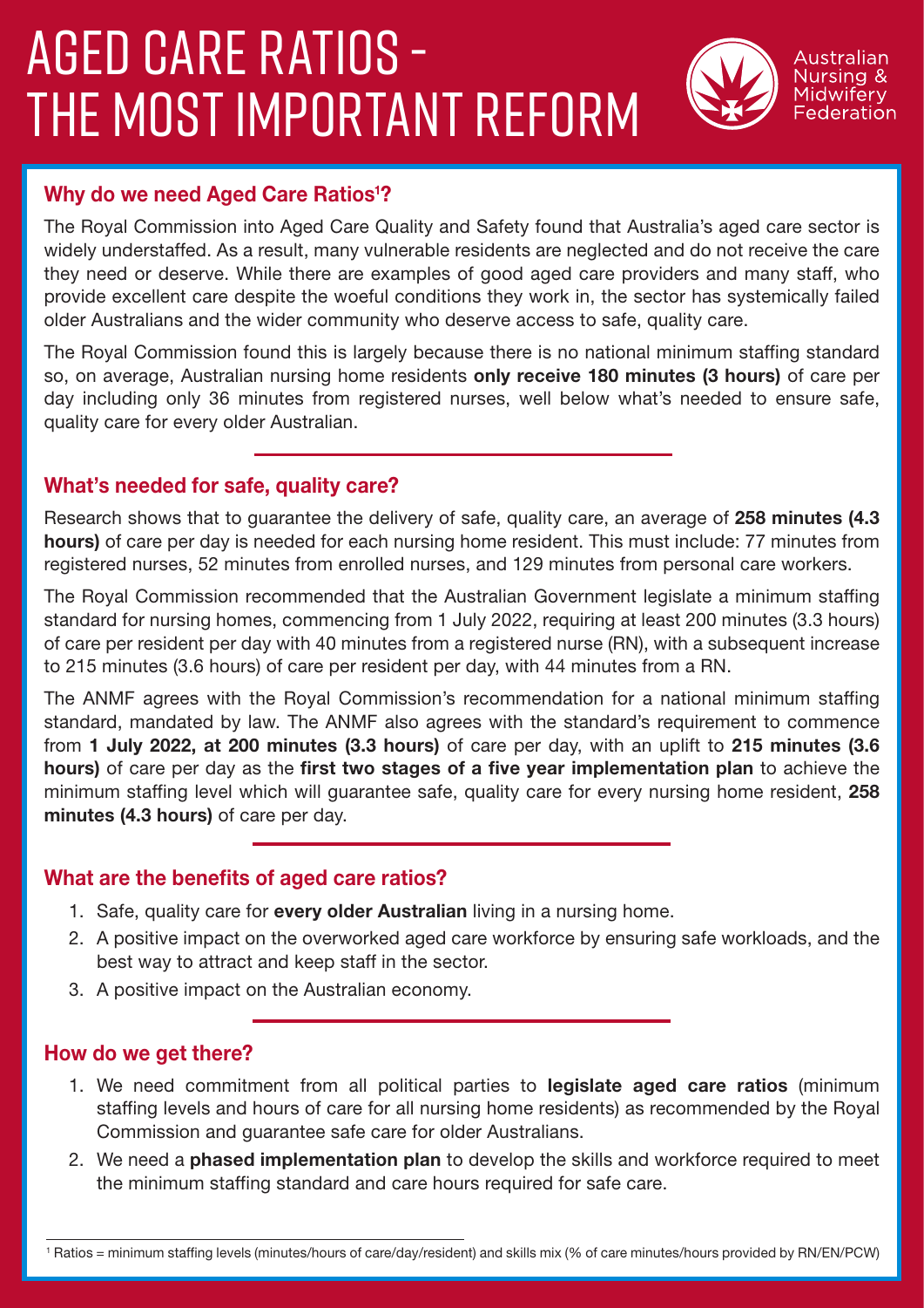# AGED CARE RATIOS - THE MOST IMPORTANT REFORM

Australian Nursing & Midwifery Federation

## Why do we need Aged Care Ratios[1]?

The Royal Commission into Aged Care Quality and Safety found that Australia's aged care sector is widely understaffed. As a result, many vulnerable residents are neglected and do not receive the care they need or deserve. While there are examples of good aged care providers and many staff, who provide excellent care despite the woeful conditions they work in, the sector has systemically failed older Australians and the wider community who deserve access to safe, quality care.

The Royal Commission found this is largely because there is no national minimum staffing standard so, on average, Australian nursing home residents **only receive 180 minutes (3 hours)** of care per day including only 36 minutes from registered nurses, well below what's needed to ensure safe, quality care for every older Australian.

## What's needed for safe, quality care?

Research shows that to guarantee the delivery of safe, quality care, an average of **258 minutes (4.3 hours)** of care per day is needed for each nursing home resident. This must include: 77 minutes from registered nurses, 52 minutes from enrolled nurses, and 129 minutes from personal care workers.

The Royal Commission recommended that the Australian Government legislate a minimum staffing standard for nursing homes, commencing from 1 July 2022, requiring at least 200 minutes (3.3 hours) of care per resident per day with 40 minutes from a registered nurse (RN), with a subsequent increase to 215 minutes (3.6 hours) of care per resident per day, with 44 minutes from a RN.

The ANMF agrees with the Royal Commission's recommendation for a national minimum staffing standard, mandated by law. The ANMF also agrees with the standard's requirement to commence from **1 July 2022, at 200 minutes (3.3 hours)** of care per day, with an uplift to **215 minutes (3.6 hours)** of care per day as the **first two stages of a five year implementation plan** to achieve the minimum staffing level which will guarantee safe, quality care for every nursing home resident, **258 minutes (4.3 hours)** of care per day.

## What are the benefits of aged care ratios?

1. Safe, quality care for **every older Australian** living in a nursing home.
2. A positive impact on the overworked aged care workforce by ensuring safe workloads, and the best way to attract and keep staff in the sector.
3. A positive impact on the Australian economy.

## How do we get there?

1. We need commitment from all political parties to **legislate aged care ratios** (minimum staffing levels and hours of care for all nursing home residents) as recommended by the Royal Commission and guarantee safe care for older Australians.
2. We need a **phased implementation plan** to develop the skills and workforce required to meet the minimum staffing standard and care hours required for safe care.

[1] Ratios = minimum staffing levels (minutes/hours of care/day/resident) and skills mix (% of care minutes/hours provided by RN/EN/PCW)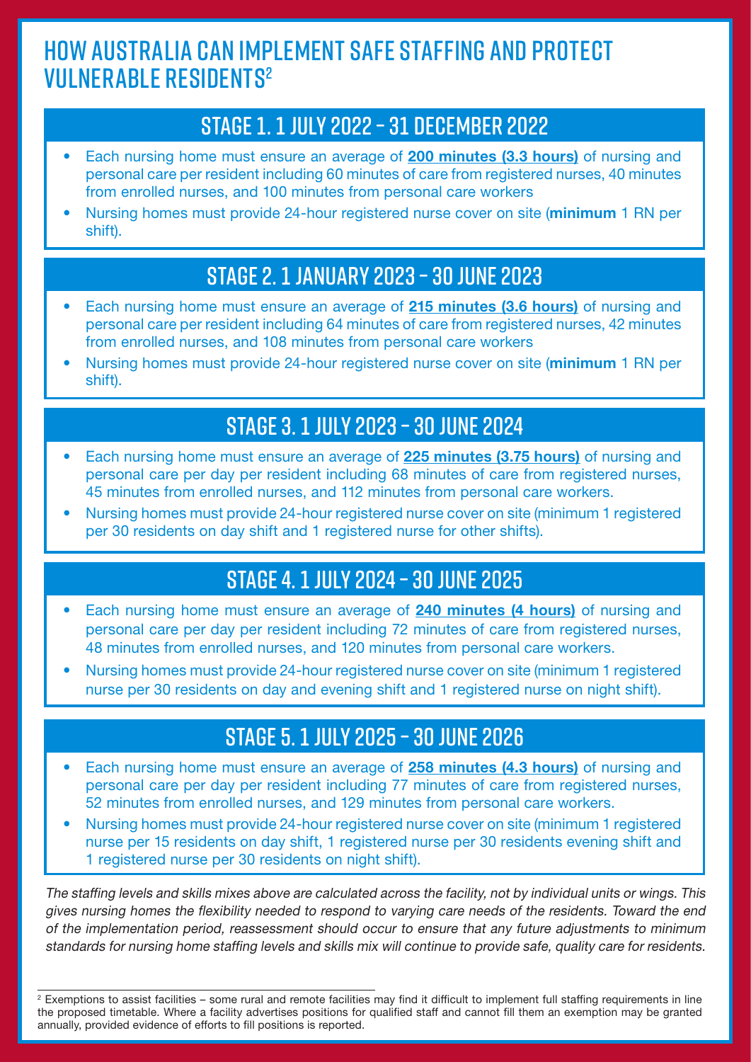# HOW AUSTRALIA CAN IMPLEMENT SAFE STAFFING AND PROTECT VULNERABLE RESIDENTS[2]

## STAGE 1. 1 JULY 2022 – 31 DECEMBER 2022

- Each nursing home must ensure an average of **200 minutes (3.3 hours)** of nursing and personal care per resident including 60 minutes of care from registered nurses, 40 minutes from enrolled nurses, and 100 minutes from personal care workers
- Nursing homes must provide 24-hour registered nurse cover on site (**minimum** 1 RN per shift).

## STAGE 2. 1 JANUARY 2023 – 30 JUNE 2023

- Each nursing home must ensure an average of **215 minutes (3.6 hours)** of nursing and personal care per resident including 64 minutes of care from registered nurses, 42 minutes from enrolled nurses, and 108 minutes from personal care workers
- Nursing homes must provide 24-hour registered nurse cover on site (**minimum** 1 RN per shift).

## STAGE 3. 1 JULY 2023 – 30 JUNE 2024

- Each nursing home must ensure an average of **225 minutes (3.75 hours)** of nursing and personal care per day per resident including 68 minutes of care from registered nurses, 45 minutes from enrolled nurses, and 112 minutes from personal care workers.
- Nursing homes must provide 24-hour registered nurse cover on site (minimum 1 registered per 30 residents on day shift and 1 registered nurse for other shifts).

## STAGE 4. 1 JULY 2024 – 30 JUNE 2025

- Each nursing home must ensure an average of **240 minutes (4 hours)** of nursing and personal care per day per resident including 72 minutes of care from registered nurses, 48 minutes from enrolled nurses, and 120 minutes from personal care workers.
- Nursing homes must provide 24-hour registered nurse cover on site (minimum 1 registered nurse per 30 residents on day and evening shift and 1 registered nurse on night shift).

## STAGE 5. 1 JULY 2025 – 30 JUNE 2026

- Each nursing home must ensure an average of **258 minutes (4.3 hours)** of nursing and personal care per day per resident including 77 minutes of care from registered nurses, 52 minutes from enrolled nurses, and 129 minutes from personal care workers.
- Nursing homes must provide 24-hour registered nurse cover on site (minimum 1 registered nurse per 15 residents on day shift, 1 registered nurse per 30 residents evening shift and 1 registered nurse per 30 residents on night shift).

*The staffing levels and skills mixes above are calculated across the facility, not by individual units or wings. This gives nursing homes the flexibility needed to respond to varying care needs of the residents. Toward the end of the implementation period, reassessment should occur to ensure that any future adjustments to minimum standards for nursing home staffing levels and skills mix will continue to provide safe, quality care for residents.*

[2] Exemptions to assist facilities – some rural and remote facilities may find it difficult to implement full staffing requirements in line the proposed timetable. Where a facility advertises positions for qualified staff and cannot fill them an exemption may be granted annually, provided evidence of efforts to fill positions is reported.